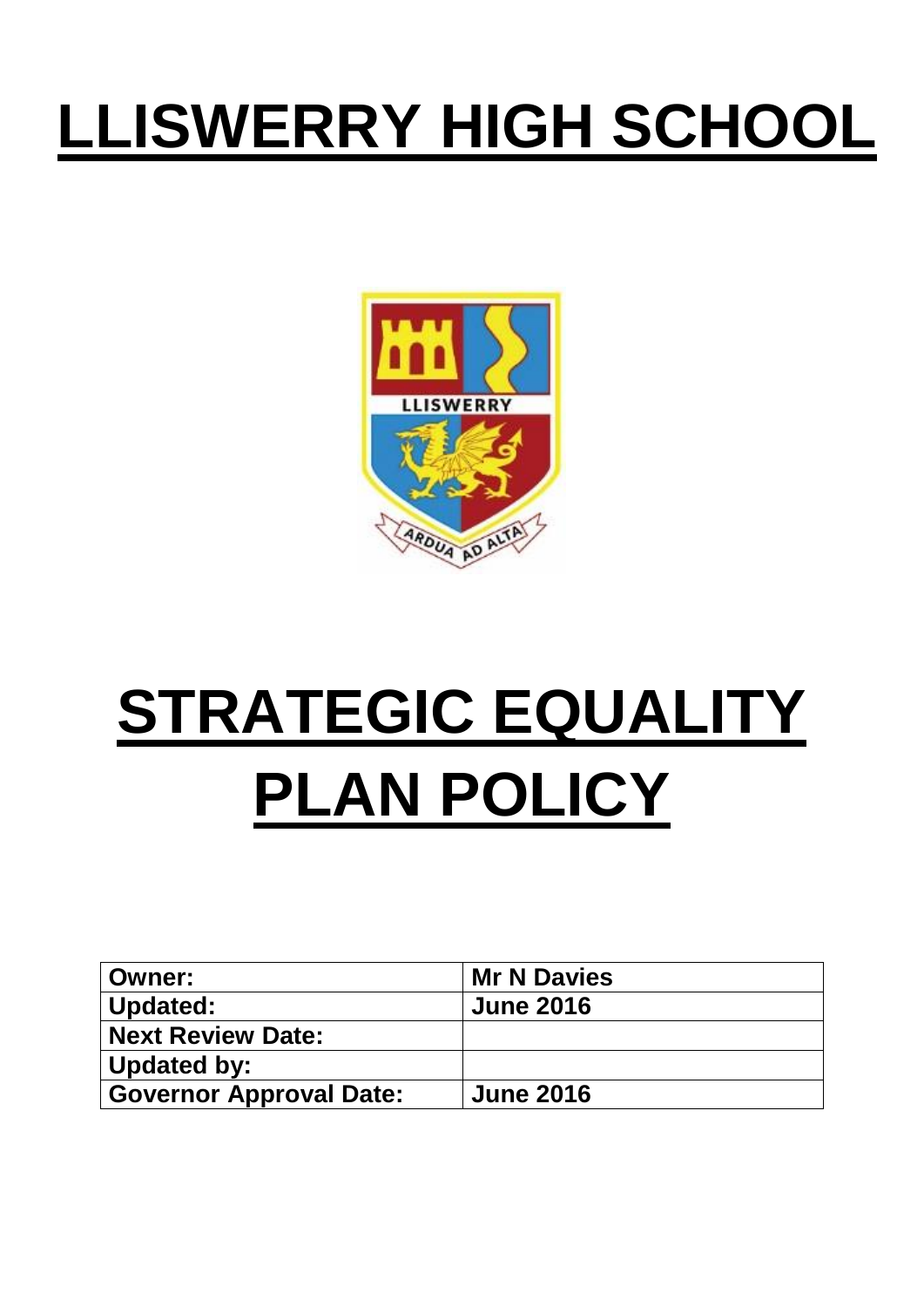# LLISWERRY HIGH SCHOOL

# STRATEGIC EQUALITY PLAN POLICY

| **Owner:** | **Mr N Davies** |
|---|---|
| **Updated:** | **June 2016** |
| **Next Review Date:** | |
| **Updated by:** | |
| **Governor Approval Date:** | **June 2016** |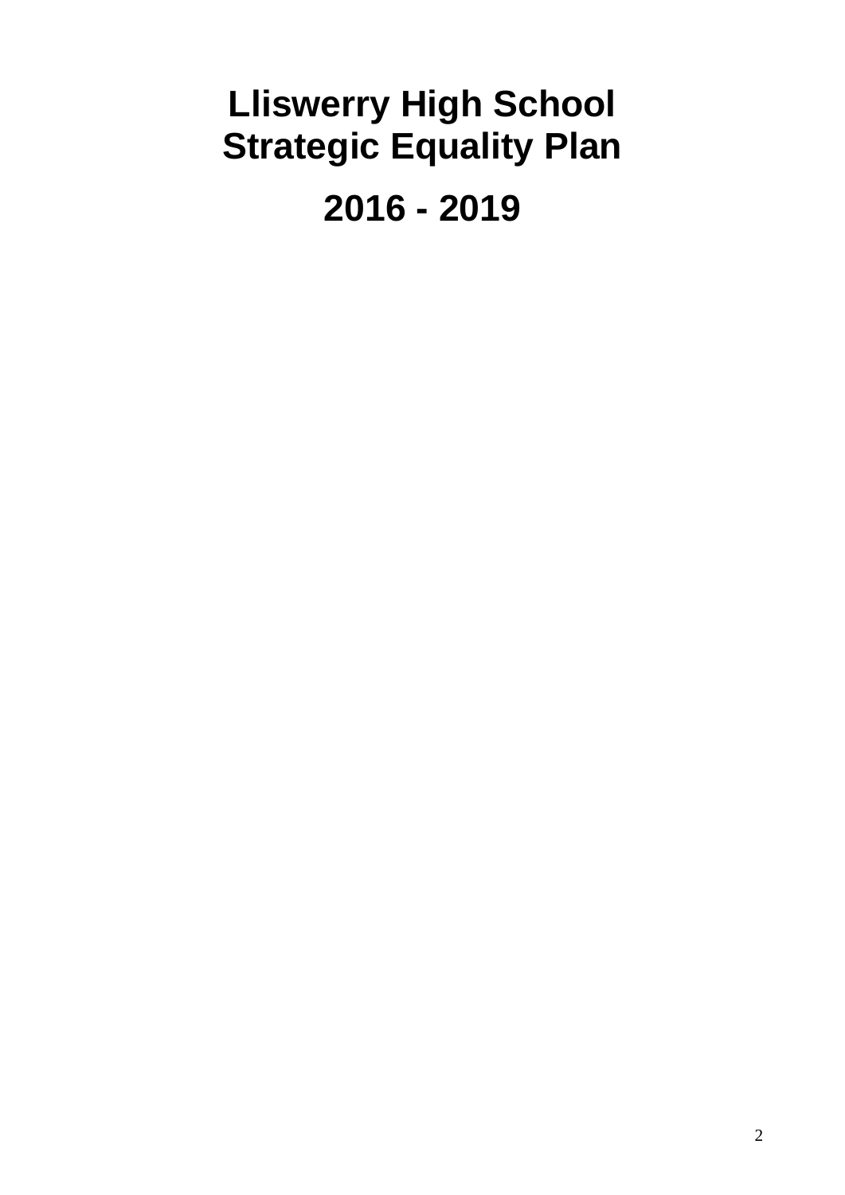# Lliswerry High School
# Strategic Equality Plan

# 2016 - 2019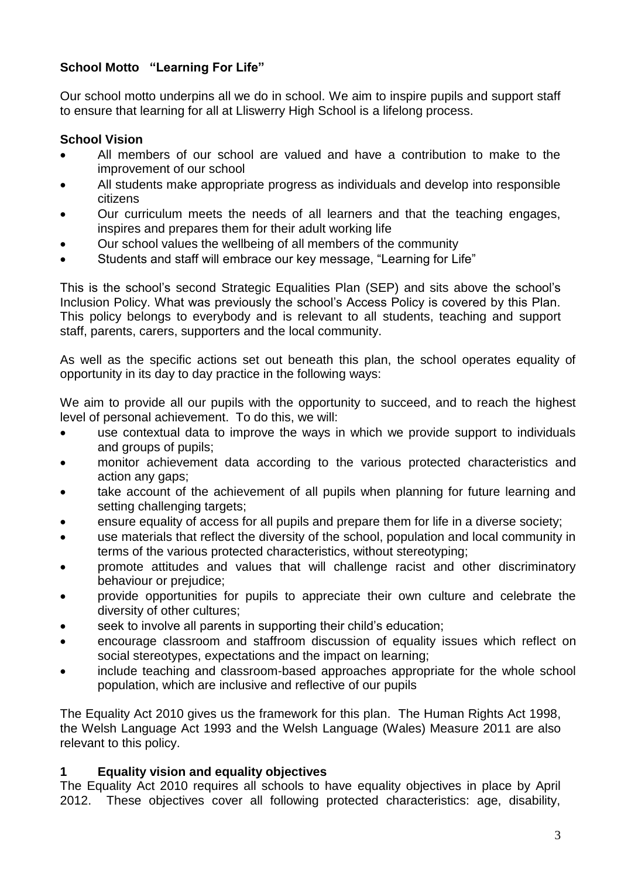**School Motto "Learning For Life"**

Our school motto underpins all we do in school. We aim to inspire pupils and support staff to ensure that learning for all at Lliswerry High School is a lifelong process.

**School Vision**

- All members of our school are valued and have a contribution to make to the improvement of our school
- All students make appropriate progress as individuals and develop into responsible citizens
- Our curriculum meets the needs of all learners and that the teaching engages, inspires and prepares them for their adult working life
- Our school values the wellbeing of all members of the community
- Students and staff will embrace our key message, "Learning for Life"

This is the school's second Strategic Equalities Plan (SEP) and sits above the school's Inclusion Policy. What was previously the school's Access Policy is covered by this Plan. This policy belongs to everybody and is relevant to all students, teaching and support staff, parents, carers, supporters and the local community.

As well as the specific actions set out beneath this plan, the school operates equality of opportunity in its day to day practice in the following ways:

We aim to provide all our pupils with the opportunity to succeed, and to reach the highest level of personal achievement. To do this, we will:

- use contextual data to improve the ways in which we provide support to individuals and groups of pupils;
- monitor achievement data according to the various protected characteristics and action any gaps;
- take account of the achievement of all pupils when planning for future learning and setting challenging targets;
- ensure equality of access for all pupils and prepare them for life in a diverse society;
- use materials that reflect the diversity of the school, population and local community in terms of the various protected characteristics, without stereotyping;
- promote attitudes and values that will challenge racist and other discriminatory behaviour or prejudice;
- provide opportunities for pupils to appreciate their own culture and celebrate the diversity of other cultures;
- seek to involve all parents in supporting their child's education;
- encourage classroom and staffroom discussion of equality issues which reflect on social stereotypes, expectations and the impact on learning;
- include teaching and classroom-based approaches appropriate for the whole school population, which are inclusive and reflective of our pupils

The Equality Act 2010 gives us the framework for this plan. The Human Rights Act 1998, the Welsh Language Act 1993 and the Welsh Language (Wales) Measure 2011 are also relevant to this policy.

## 1 Equality vision and equality objectives

The Equality Act 2010 requires all schools to have equality objectives in place by April 2012. These objectives cover all following protected characteristics: age, disability,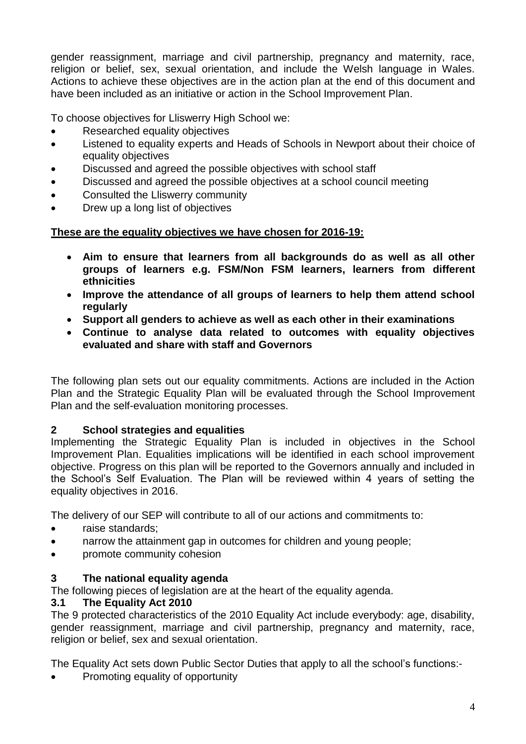gender reassignment, marriage and civil partnership, pregnancy and maternity, race, religion or belief, sex, sexual orientation, and include the Welsh language in Wales. Actions to achieve these objectives are in the action plan at the end of this document and have been included as an initiative or action in the School Improvement Plan.

To choose objectives for Lliswerry High School we:

- Researched equality objectives
- Listened to equality experts and Heads of Schools in Newport about their choice of equality objectives
- Discussed and agreed the possible objectives with school staff
- Discussed and agreed the possible objectives at a school council meeting
- Consulted the Lliswerry community
- Drew up a long list of objectives

**These are the equality objectives we have chosen for 2016-19:**

- **Aim to ensure that learners from all backgrounds do as well as all other groups of learners e.g. FSM/Non FSM learners, learners from different ethnicities**
- **Improve the attendance of all groups of learners to help them attend school regularly**
- **Support all genders to achieve as well as each other in their examinations**
- **Continue to analyse data related to outcomes with equality objectives evaluated and share with staff and Governors**

The following plan sets out our equality commitments. Actions are included in the Action Plan and the Strategic Equality Plan will be evaluated through the School Improvement Plan and the self-evaluation monitoring processes.

## 2 School strategies and equalities

Implementing the Strategic Equality Plan is included in objectives in the School Improvement Plan. Equalities implications will be identified in each school improvement objective. Progress on this plan will be reported to the Governors annually and included in the School's Self Evaluation. The Plan will be reviewed within 4 years of setting the equality objectives in 2016.

The delivery of our SEP will contribute to all of our actions and commitments to:

- raise standards;
- narrow the attainment gap in outcomes for children and young people;
- promote community cohesion

## 3 The national equality agenda

The following pieces of legislation are at the heart of the equality agenda.

### 3.1 The Equality Act 2010

The 9 protected characteristics of the 2010 Equality Act include everybody: age, disability, gender reassignment, marriage and civil partnership, pregnancy and maternity, race, religion or belief, sex and sexual orientation.

The Equality Act sets down Public Sector Duties that apply to all the school's functions:-

- Promoting equality of opportunity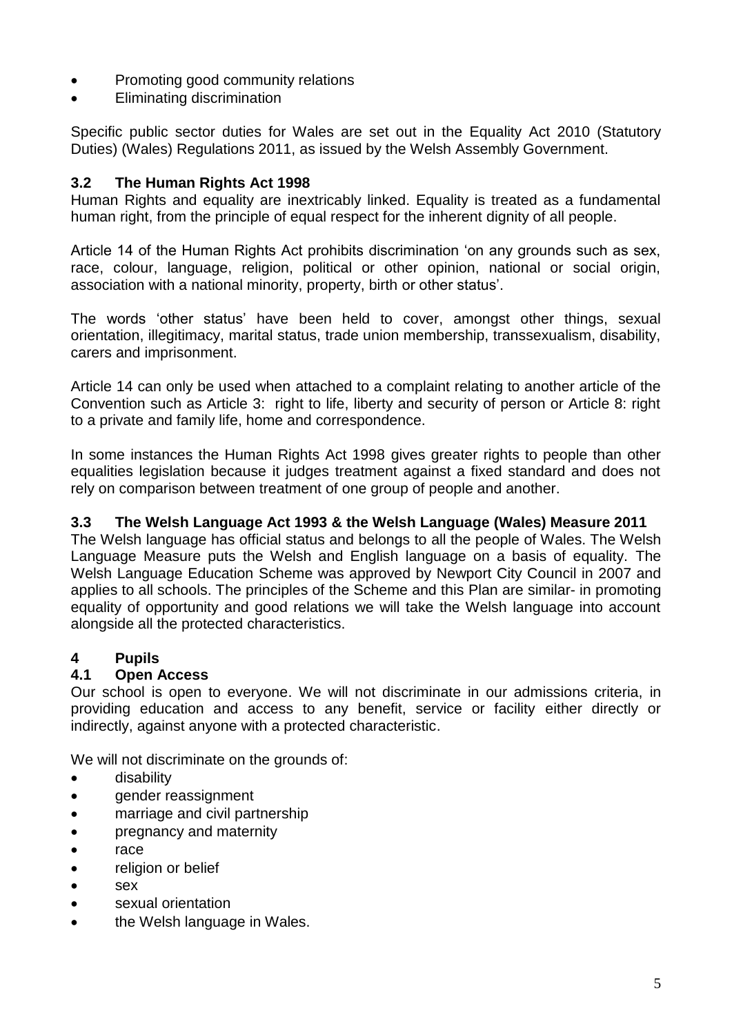- Promoting good community relations
- Eliminating discrimination

Specific public sector duties for Wales are set out in the Equality Act 2010 (Statutory Duties) (Wales) Regulations 2011, as issued by the Welsh Assembly Government.

### 3.2 The Human Rights Act 1998

Human Rights and equality are inextricably linked. Equality is treated as a fundamental human right, from the principle of equal respect for the inherent dignity of all people.

Article 14 of the Human Rights Act prohibits discrimination 'on any grounds such as sex, race, colour, language, religion, political or other opinion, national or social origin, association with a national minority, property, birth or other status'.

The words 'other status' have been held to cover, amongst other things, sexual orientation, illegitimacy, marital status, trade union membership, transsexualism, disability, carers and imprisonment.

Article 14 can only be used when attached to a complaint relating to another article of the Convention such as Article 3: right to life, liberty and security of person or Article 8: right to a private and family life, home and correspondence.

In some instances the Human Rights Act 1998 gives greater rights to people than other equalities legislation because it judges treatment against a fixed standard and does not rely on comparison between treatment of one group of people and another.

### 3.3 The Welsh Language Act 1993 & the Welsh Language (Wales) Measure 2011

The Welsh language has official status and belongs to all the people of Wales. The Welsh Language Measure puts the Welsh and English language on a basis of equality. The Welsh Language Education Scheme was approved by Newport City Council in 2007 and applies to all schools. The principles of the Scheme and this Plan are similar- in promoting equality of opportunity and good relations we will take the Welsh language into account alongside all the protected characteristics.

## 4 Pupils

### 4.1 Open Access

Our school is open to everyone. We will not discriminate in our admissions criteria, in providing education and access to any benefit, service or facility either directly or indirectly, against anyone with a protected characteristic.

We will not discriminate on the grounds of:

- disability
- gender reassignment
- marriage and civil partnership
- pregnancy and maternity
- race
- religion or belief
- sex
- sexual orientation
- the Welsh language in Wales.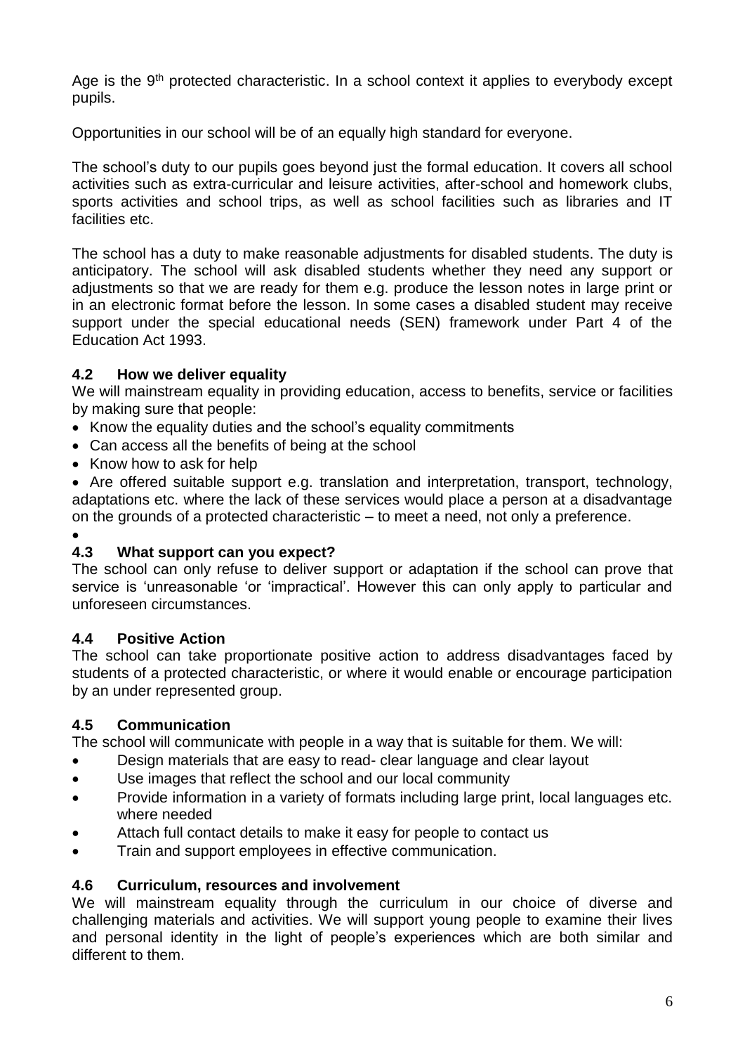Age is the 9th protected characteristic. In a school context it applies to everybody except pupils.

Opportunities in our school will be of an equally high standard for everyone.

The school's duty to our pupils goes beyond just the formal education. It covers all school activities such as extra-curricular and leisure activities, after-school and homework clubs, sports activities and school trips, as well as school facilities such as libraries and IT facilities etc.

The school has a duty to make reasonable adjustments for disabled students. The duty is anticipatory. The school will ask disabled students whether they need any support or adjustments so that we are ready for them e.g. produce the lesson notes in large print or in an electronic format before the lesson. In some cases a disabled student may receive support under the special educational needs (SEN) framework under Part 4 of the Education Act 1993.

### 4.2 How we deliver equality

We will mainstream equality in providing education, access to benefits, service or facilities by making sure that people:

- Know the equality duties and the school's equality commitments
- Can access all the benefits of being at the school
- Know how to ask for help
- Are offered suitable support e.g. translation and interpretation, transport, technology, adaptations etc. where the lack of these services would place a person at a disadvantage on the grounds of a protected characteristic – to meet a need, not only a preference.

### 4.3 What support can you expect?

The school can only refuse to deliver support or adaptation if the school can prove that service is 'unreasonable 'or 'impractical'. However this can only apply to particular and unforeseen circumstances.

### 4.4 Positive Action

The school can take proportionate positive action to address disadvantages faced by students of a protected characteristic, or where it would enable or encourage participation by an under represented group.

### 4.5 Communication

The school will communicate with people in a way that is suitable for them. We will:

- Design materials that are easy to read- clear language and clear layout
- Use images that reflect the school and our local community
- Provide information in a variety of formats including large print, local languages etc. where needed
- Attach full contact details to make it easy for people to contact us
- Train and support employees in effective communication.

### 4.6 Curriculum, resources and involvement

We will mainstream equality through the curriculum in our choice of diverse and challenging materials and activities. We will support young people to examine their lives and personal identity in the light of people's experiences which are both similar and different to them.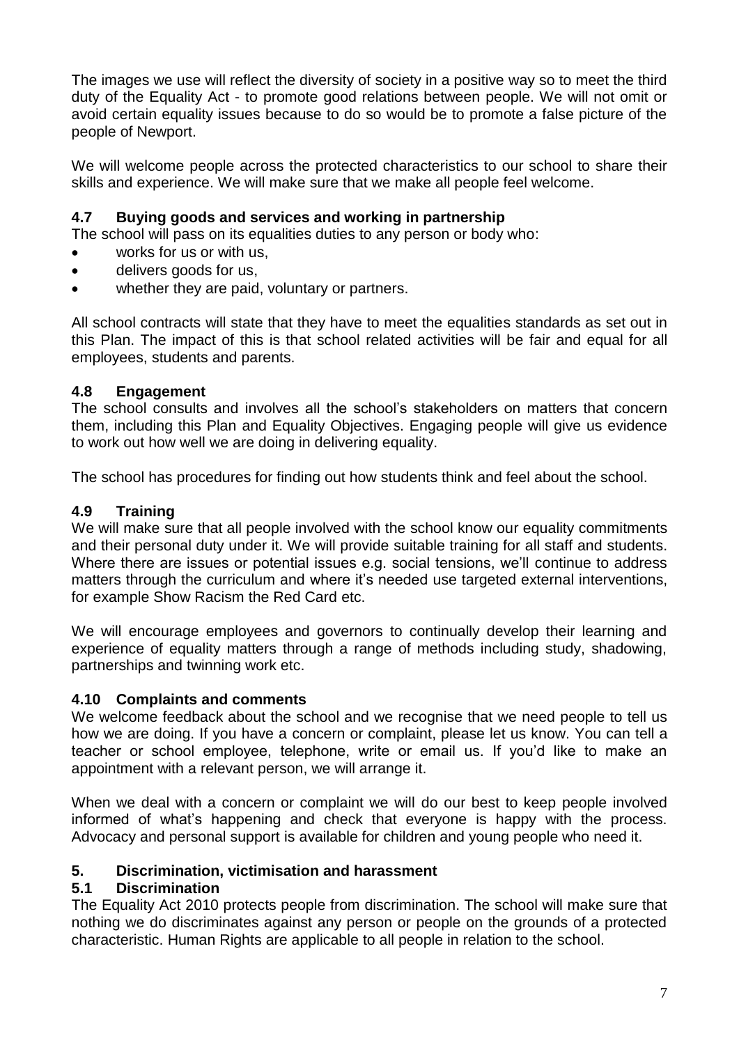The images we use will reflect the diversity of society in a positive way so to meet the third duty of the Equality Act - to promote good relations between people. We will not omit or avoid certain equality issues because to do so would be to promote a false picture of the people of Newport.

We will welcome people across the protected characteristics to our school to share their skills and experience. We will make sure that we make all people feel welcome.

### 4.7 Buying goods and services and working in partnership

The school will pass on its equalities duties to any person or body who:

- works for us or with us,
- delivers goods for us,
- whether they are paid, voluntary or partners.

All school contracts will state that they have to meet the equalities standards as set out in this Plan. The impact of this is that school related activities will be fair and equal for all employees, students and parents.

### 4.8 Engagement

The school consults and involves all the school's stakeholders on matters that concern them, including this Plan and Equality Objectives. Engaging people will give us evidence to work out how well we are doing in delivering equality.

The school has procedures for finding out how students think and feel about the school.

### 4.9 Training

We will make sure that all people involved with the school know our equality commitments and their personal duty under it. We will provide suitable training for all staff and students. Where there are issues or potential issues e.g. social tensions, we'll continue to address matters through the curriculum and where it's needed use targeted external interventions, for example Show Racism the Red Card etc.

We will encourage employees and governors to continually develop their learning and experience of equality matters through a range of methods including study, shadowing, partnerships and twinning work etc.

### 4.10 Complaints and comments

We welcome feedback about the school and we recognise that we need people to tell us how we are doing. If you have a concern or complaint, please let us know. You can tell a teacher or school employee, telephone, write or email us. If you'd like to make an appointment with a relevant person, we will arrange it.

When we deal with a concern or complaint we will do our best to keep people involved informed of what's happening and check that everyone is happy with the process. Advocacy and personal support is available for children and young people who need it.

## 5. Discrimination, victimisation and harassment

### 5.1 Discrimination

The Equality Act 2010 protects people from discrimination. The school will make sure that nothing we do discriminates against any person or people on the grounds of a protected characteristic. Human Rights are applicable to all people in relation to the school.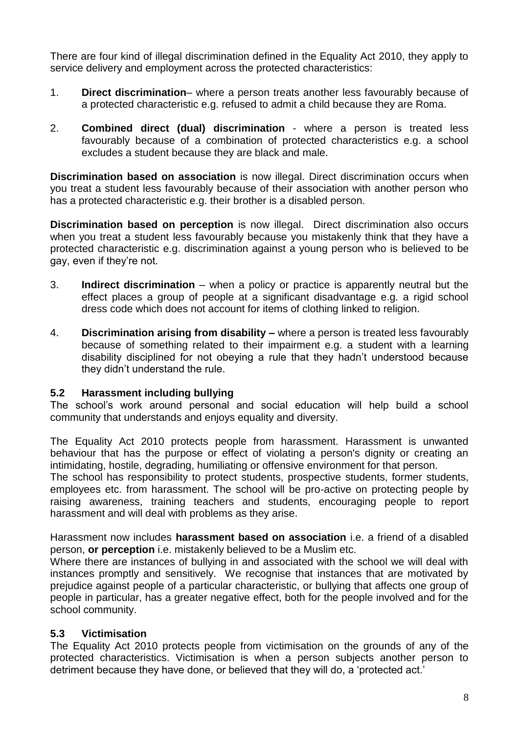There are four kind of illegal discrimination defined in the Equality Act 2010, they apply to service delivery and employment across the protected characteristics:

1. **Direct discrimination**– where a person treats another less favourably because of a protected characteristic e.g. refused to admit a child because they are Roma.

2. **Combined direct (dual) discrimination** - where a person is treated less favourably because of a combination of protected characteristics e.g. a school excludes a student because they are black and male.

**Discrimination based on association** is now illegal. Direct discrimination occurs when you treat a student less favourably because of their association with another person who has a protected characteristic e.g. their brother is a disabled person.

**Discrimination based on perception** is now illegal. Direct discrimination also occurs when you treat a student less favourably because you mistakenly think that they have a protected characteristic e.g. discrimination against a young person who is believed to be gay, even if they're not.

3. **Indirect discrimination** – when a policy or practice is apparently neutral but the effect places a group of people at a significant disadvantage e.g. a rigid school dress code which does not account for items of clothing linked to religion.

4. **Discrimination arising from disability –** where a person is treated less favourably because of something related to their impairment e.g. a student with a learning disability disciplined for not obeying a rule that they hadn't understood because they didn't understand the rule.

### 5.2 Harassment including bullying

The school's work around personal and social education will help build a school community that understands and enjoys equality and diversity.

The Equality Act 2010 protects people from harassment. Harassment is unwanted behaviour that has the purpose or effect of violating a person's dignity or creating an intimidating, hostile, degrading, humiliating or offensive environment for that person.

The school has responsibility to protect students, prospective students, former students, employees etc. from harassment. The school will be pro-active on protecting people by raising awareness, training teachers and students, encouraging people to report harassment and will deal with problems as they arise.

Harassment now includes **harassment based on association** i.e. a friend of a disabled person, **or perception** i.e. mistakenly believed to be a Muslim etc.

Where there are instances of bullying in and associated with the school we will deal with instances promptly and sensitively. We recognise that instances that are motivated by prejudice against people of a particular characteristic, or bullying that affects one group of people in particular, has a greater negative effect, both for the people involved and for the school community.

### 5.3 Victimisation

The Equality Act 2010 protects people from victimisation on the grounds of any of the protected characteristics. Victimisation is when a person subjects another person to detriment because they have done, or believed that they will do, a 'protected act.'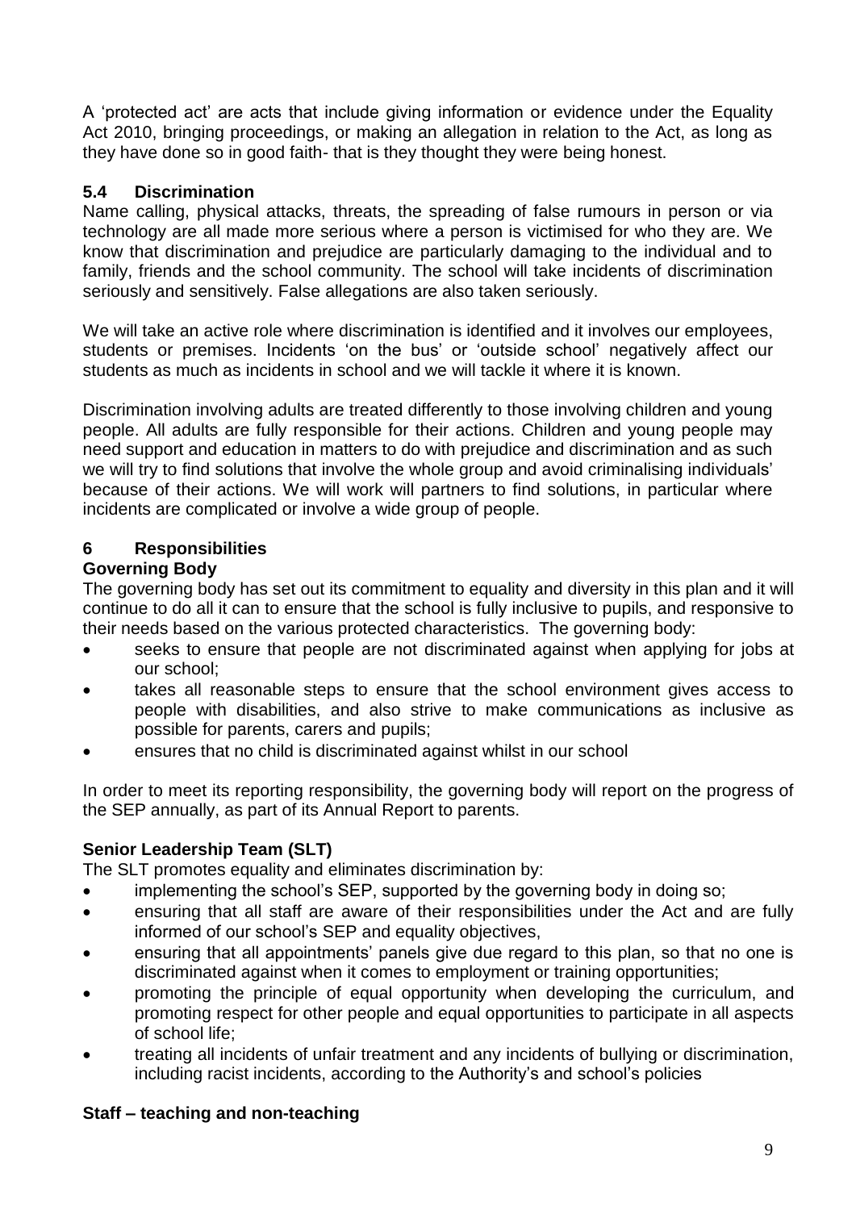A 'protected act' are acts that include giving information or evidence under the Equality Act 2010, bringing proceedings, or making an allegation in relation to the Act, as long as they have done so in good faith- that is they thought they were being honest.

### 5.4 Discrimination

Name calling, physical attacks, threats, the spreading of false rumours in person or via technology are all made more serious where a person is victimised for who they are. We know that discrimination and prejudice are particularly damaging to the individual and to family, friends and the school community. The school will take incidents of discrimination seriously and sensitively. False allegations are also taken seriously.

We will take an active role where discrimination is identified and it involves our employees, students or premises. Incidents 'on the bus' or 'outside school' negatively affect our students as much as incidents in school and we will tackle it where it is known.

Discrimination involving adults are treated differently to those involving children and young people. All adults are fully responsible for their actions. Children and young people may need support and education in matters to do with prejudice and discrimination and as such we will try to find solutions that involve the whole group and avoid criminalising individuals' because of their actions. We will work will partners to find solutions, in particular where incidents are complicated or involve a wide group of people.

## 6 Responsibilities

**Governing Body**

The governing body has set out its commitment to equality and diversity in this plan and it will continue to do all it can to ensure that the school is fully inclusive to pupils, and responsive to their needs based on the various protected characteristics. The governing body:

- seeks to ensure that people are not discriminated against when applying for jobs at our school;
- takes all reasonable steps to ensure that the school environment gives access to people with disabilities, and also strive to make communications as inclusive as possible for parents, carers and pupils;
- ensures that no child is discriminated against whilst in our school

In order to meet its reporting responsibility, the governing body will report on the progress of the SEP annually, as part of its Annual Report to parents.

**Senior Leadership Team (SLT)**

The SLT promotes equality and eliminates discrimination by:

- implementing the school's SEP, supported by the governing body in doing so;
- ensuring that all staff are aware of their responsibilities under the Act and are fully informed of our school's SEP and equality objectives,
- ensuring that all appointments' panels give due regard to this plan, so that no one is discriminated against when it comes to employment or training opportunities;
- promoting the principle of equal opportunity when developing the curriculum, and promoting respect for other people and equal opportunities to participate in all aspects of school life;
- treating all incidents of unfair treatment and any incidents of bullying or discrimination, including racist incidents, according to the Authority's and school's policies

**Staff – teaching and non-teaching**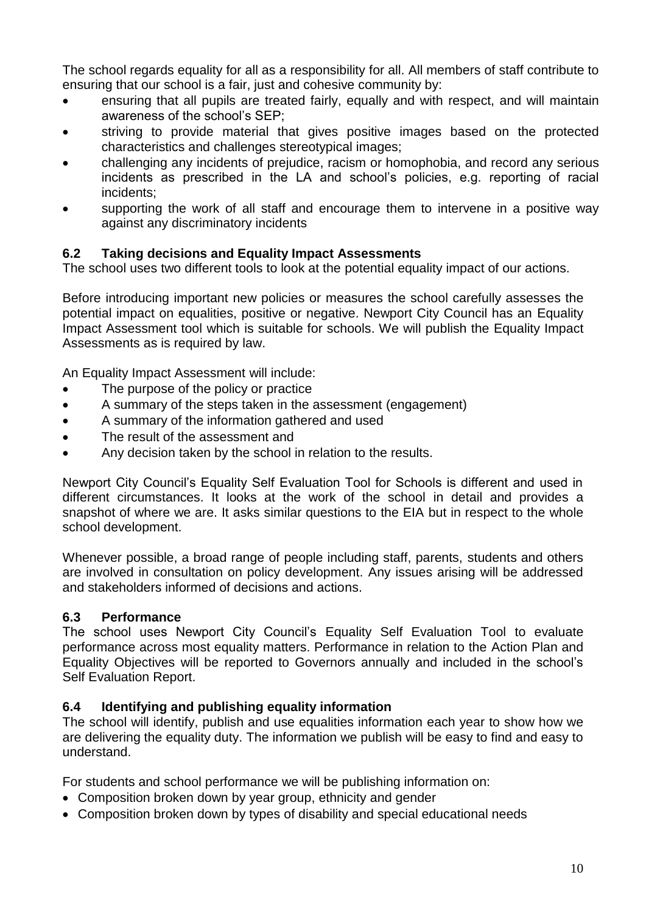The school regards equality for all as a responsibility for all. All members of staff contribute to ensuring that our school is a fair, just and cohesive community by:

- ensuring that all pupils are treated fairly, equally and with respect, and will maintain awareness of the school's SEP;
- striving to provide material that gives positive images based on the protected characteristics and challenges stereotypical images;
- challenging any incidents of prejudice, racism or homophobia, and record any serious incidents as prescribed in the LA and school's policies, e.g. reporting of racial incidents;
- supporting the work of all staff and encourage them to intervene in a positive way against any discriminatory incidents

### 6.2 Taking decisions and Equality Impact Assessments

The school uses two different tools to look at the potential equality impact of our actions.

Before introducing important new policies or measures the school carefully assesses the potential impact on equalities, positive or negative. Newport City Council has an Equality Impact Assessment tool which is suitable for schools. We will publish the Equality Impact Assessments as is required by law.

An Equality Impact Assessment will include:

- The purpose of the policy or practice
- A summary of the steps taken in the assessment (engagement)
- A summary of the information gathered and used
- The result of the assessment and
- Any decision taken by the school in relation to the results.

Newport City Council's Equality Self Evaluation Tool for Schools is different and used in different circumstances. It looks at the work of the school in detail and provides a snapshot of where we are. It asks similar questions to the EIA but in respect to the whole school development.

Whenever possible, a broad range of people including staff, parents, students and others are involved in consultation on policy development. Any issues arising will be addressed and stakeholders informed of decisions and actions.

### 6.3 Performance

The school uses Newport City Council's Equality Self Evaluation Tool to evaluate performance across most equality matters. Performance in relation to the Action Plan and Equality Objectives will be reported to Governors annually and included in the school's Self Evaluation Report.

### 6.4 Identifying and publishing equality information

The school will identify, publish and use equalities information each year to show how we are delivering the equality duty. The information we publish will be easy to find and easy to understand.

For students and school performance we will be publishing information on:

- Composition broken down by year group, ethnicity and gender
- Composition broken down by types of disability and special educational needs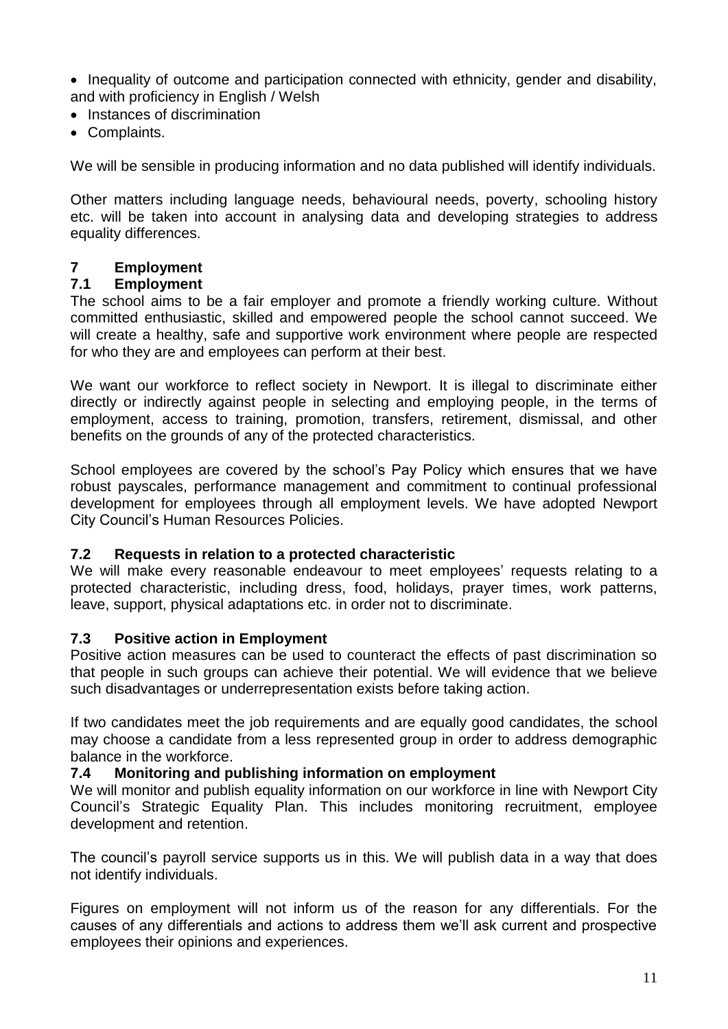- Inequality of outcome and participation connected with ethnicity, gender and disability, and with proficiency in English / Welsh
- Instances of discrimination
- Complaints.

We will be sensible in producing information and no data published will identify individuals.

Other matters including language needs, behavioural needs, poverty, schooling history etc. will be taken into account in analysing data and developing strategies to address equality differences.

## 7 Employment

### 7.1 Employment

The school aims to be a fair employer and promote a friendly working culture. Without committed enthusiastic, skilled and empowered people the school cannot succeed. We will create a healthy, safe and supportive work environment where people are respected for who they are and employees can perform at their best.

We want our workforce to reflect society in Newport. It is illegal to discriminate either directly or indirectly against people in selecting and employing people, in the terms of employment, access to training, promotion, transfers, retirement, dismissal, and other benefits on the grounds of any of the protected characteristics.

School employees are covered by the school's Pay Policy which ensures that we have robust payscales, performance management and commitment to continual professional development for employees through all employment levels. We have adopted Newport City Council's Human Resources Policies.

### 7.2 Requests in relation to a protected characteristic

We will make every reasonable endeavour to meet employees' requests relating to a protected characteristic, including dress, food, holidays, prayer times, work patterns, leave, support, physical adaptations etc. in order not to discriminate.

### 7.3 Positive action in Employment

Positive action measures can be used to counteract the effects of past discrimination so that people in such groups can achieve their potential. We will evidence that we believe such disadvantages or underrepresentation exists before taking action.

If two candidates meet the job requirements and are equally good candidates, the school may choose a candidate from a less represented group in order to address demographic balance in the workforce.

### 7.4 Monitoring and publishing information on employment

We will monitor and publish equality information on our workforce in line with Newport City Council's Strategic Equality Plan. This includes monitoring recruitment, employee development and retention.

The council's payroll service supports us in this. We will publish data in a way that does not identify individuals.

Figures on employment will not inform us of the reason for any differentials. For the causes of any differentials and actions to address them we'll ask current and prospective employees their opinions and experiences.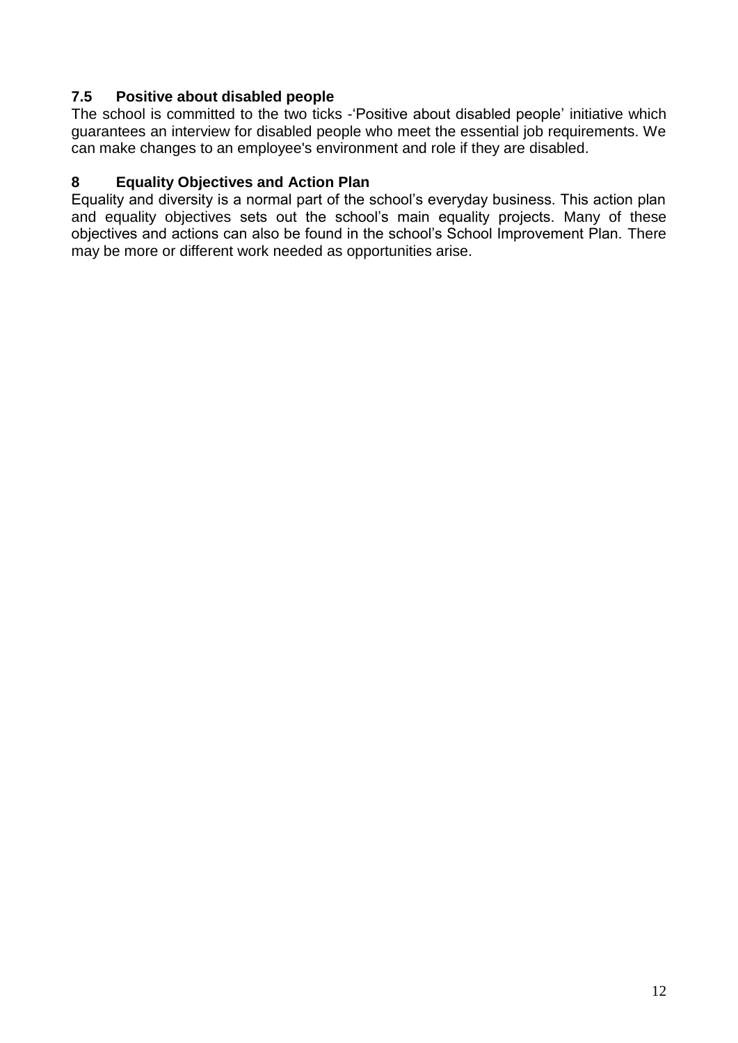### 7.5 Positive about disabled people

The school is committed to the two ticks -'Positive about disabled people' initiative which guarantees an interview for disabled people who meet the essential job requirements. We can make changes to an employee's environment and role if they are disabled.

## 8 Equality Objectives and Action Plan

Equality and diversity is a normal part of the school's everyday business. This action plan and equality objectives sets out the school's main equality projects. Many of these objectives and actions can also be found in the school's School Improvement Plan. There may be more or different work needed as opportunities arise.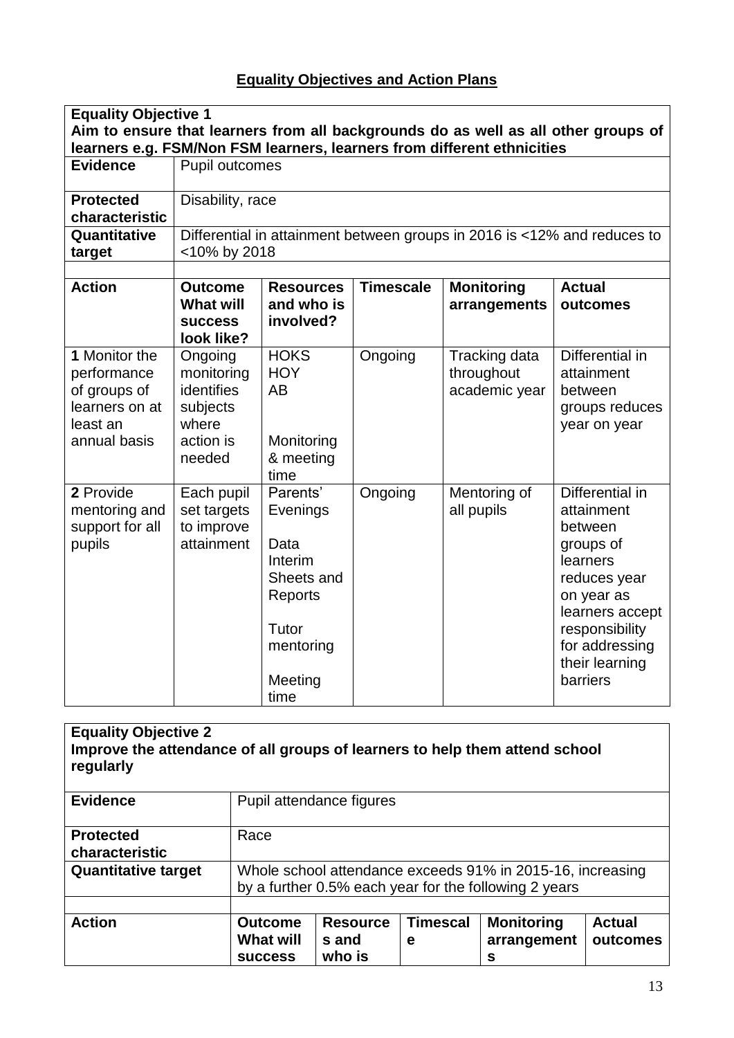## Equality Objectives and Action Plans

| **Equality Objective 1**<br>**Aim to ensure that learners from all backgrounds do as well as all other groups of learners e.g. FSM/Non FSM learners, learners from different ethnicities** | | | | | |
|---|---|---|---|---|---|
| **Evidence** | Pupil outcomes | | | | |
| **Protected characteristic** | Disability, race | | | | |
| **Quantitative target** | Differential in attainment between groups in 2016 is <12% and reduces to <10% by 2018 | | | | |
| | | | | | |
| **Action** | **Outcome What will success look like?** | **Resources and who is involved?** | **Timescale** | **Monitoring arrangements** | **Actual outcomes** |
| **1** Monitor the performance of groups of learners on at least an annual basis | Ongoing monitoring identifies subjects where action is needed | HOKS<br>HOY<br>AB<br><br>Monitoring & meeting time | Ongoing | Tracking data throughout academic year | Differential in attainment between groups reduces year on year |
| **2** Provide mentoring and support for all pupils | Each pupil set targets to improve attainment | Parents' Evenings<br><br>Data Interim Sheets and Reports<br><br>Tutor mentoring<br><br>Meeting time | Ongoing | Mentoring of all pupils | Differential in attainment between groups of learners reduces year on year as learners accept responsibility for addressing their learning barriers |

| **Equality Objective 2**<br>**Improve the attendance of all groups of learners to help them attend school regularly** | | | | | |
|---|---|---|---|---|---|
| **Evidence** | Pupil attendance figures | | | | |
| **Protected characteristic** | Race | | | | |
| **Quantitative target** | Whole school attendance exceeds 91% in 2015-16, increasing by a further 0.5% each year for the following 2 years | | | | |
| | | | | | |
| **Action** | **Outcome What will success** | **Resources and who is** | **Timescale** | **Monitoring arrangements** | **Actual outcomes** |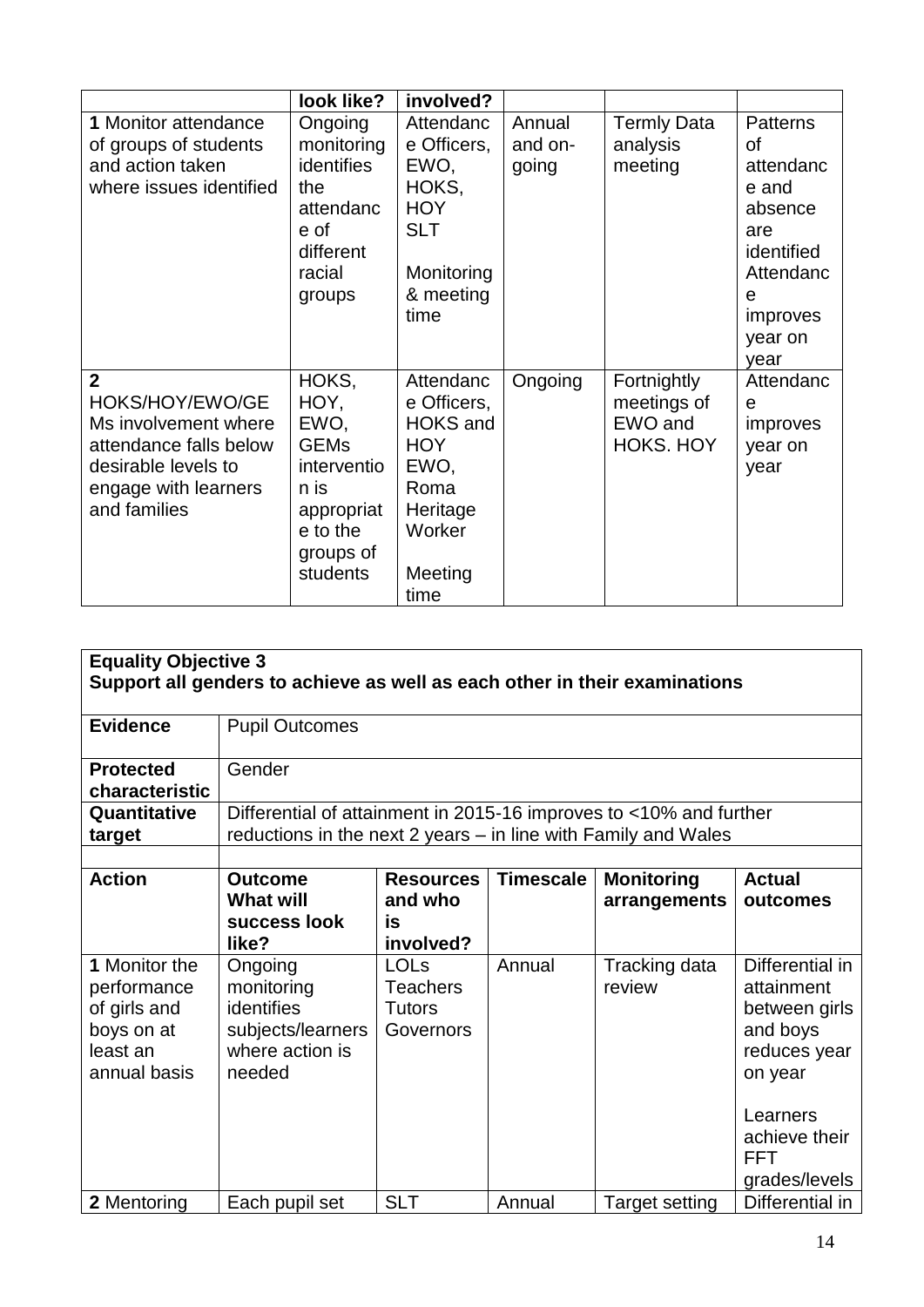| | look like? | involved? | | | |
|---|---|---|---|---|---|
| **1** Monitor attendance of groups of students and action taken where issues identified | Ongoing monitoring identifies the attendance of different racial groups | Attendance Officers, EWO, HOKS, HOY SLT<br><br>Monitoring & meeting time | Annual and on-going | Termly Data analysis meeting | Patterns of attendance and absence are identified Attendance improves year on year |
| **2** HOKS/HOY/EWO/GEMs involvement where attendance falls below desirable levels to engage with learners and families | HOKS, HOY, EWO, GEMs intervention is appropriate to the groups of students | Attendance Officers, HOKS and HOY EWO, Roma Heritage Worker<br><br>Meeting time | Ongoing | Fortnightly meetings of EWO and HOKS. HOY | Attendance improves year on year |

| **Equality Objective 3**<br>**Support all genders to achieve as well as each other in their examinations** | | | | | |
|---|---|---|---|---|---|
| **Evidence** | Pupil Outcomes | | | | |
| **Protected characteristic** | Gender | | | | |
| **Quantitative target** | Differential of attainment in 2015-16 improves to <10% and further reductions in the next 2 years – in line with Family and Wales | | | | |
| | | | | | |
| **Action** | **Outcome What will success look like?** | **Resources and who is involved?** | **Timescale** | **Monitoring arrangements** | **Actual outcomes** |
| **1** Monitor the performance of girls and boys on at least an annual basis | Ongoing monitoring identifies subjects/learners where action is needed | LOLs Teachers Tutors Governors | Annual | Tracking data review | Differential in attainment between girls and boys reduces year on year<br><br>Learners achieve their FFT grades/levels |
| **2** Mentoring | Each pupil set | SLT | Annual | Target setting | Differential in |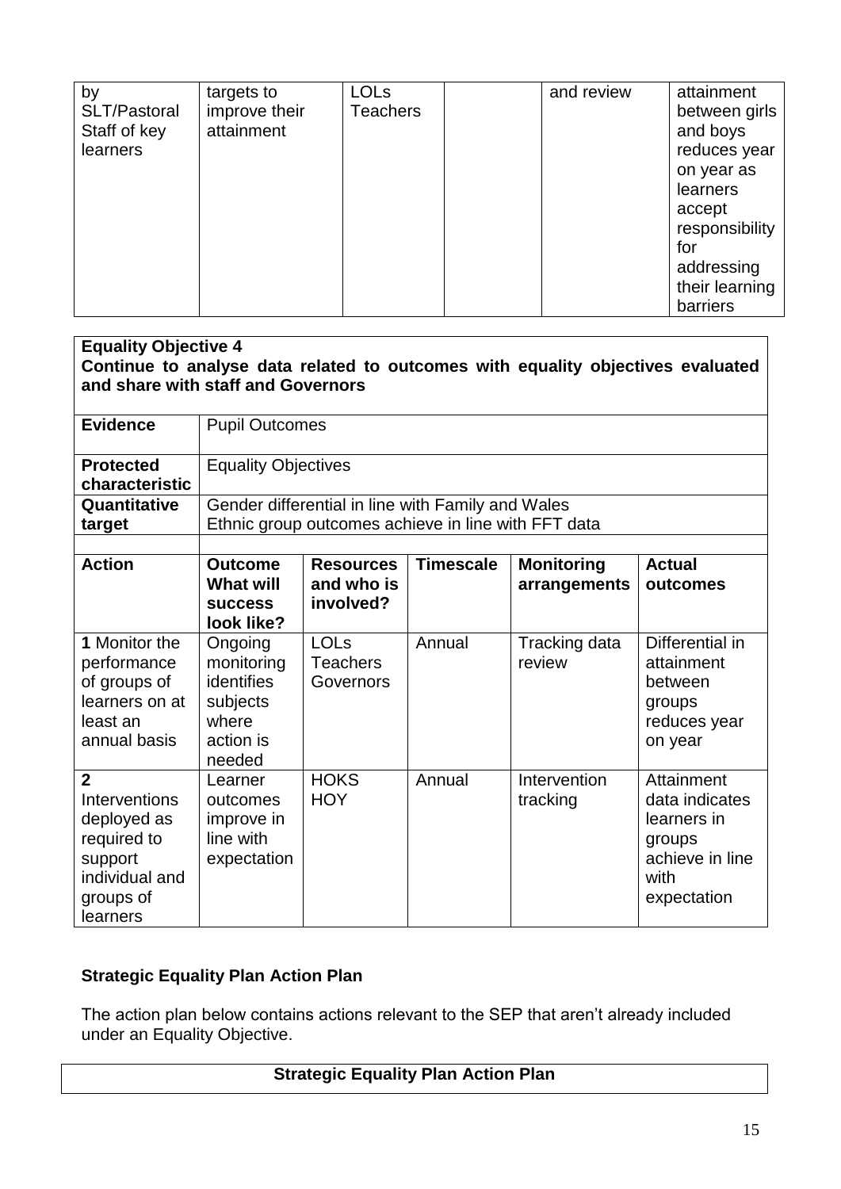| by SLT/Pastoral Staff of key learners | targets to improve their attainment | LOLs Teachers | | and review | attainment between girls and boys reduces year on year as learners accept responsibility for addressing their learning barriers |
|---|---|---|---|---|---|

| **Equality Objective 4** **Continue to analyse data related to outcomes with equality objectives evaluated and share with staff and Governors** | | | | | |
|---|---|---|---|---|---|
| **Evidence** | Pupil Outcomes | | | | |
| **Protected characteristic** | Equality Objectives | | | | |
| **Quantitative target** | Gender differential in line with Family and Wales<br>Ethnic group outcomes achieve in line with FFT data | | | | |
| | | | | | |
| **Action** | **Outcome What will success look like?** | **Resources and who is involved?** | **Timescale** | **Monitoring arrangements** | **Actual outcomes** |
| **1** Monitor the performance of groups of learners on at least an annual basis | Ongoing monitoring identifies subjects where action is needed | LOLs Teachers Governors | Annual | Tracking data review | Differential in attainment between groups reduces year on year |
| **2** Interventions deployed as required to support individual and groups of learners | Learner outcomes improve in line with expectation | HOKS HOY | Annual | Intervention tracking | Attainment data indicates learners in groups achieve in line with expectation |

**Strategic Equality Plan Action Plan**

The action plan below contains actions relevant to the SEP that aren't already included under an Equality Objective.

| **Strategic Equality Plan Action Plan** |
|---|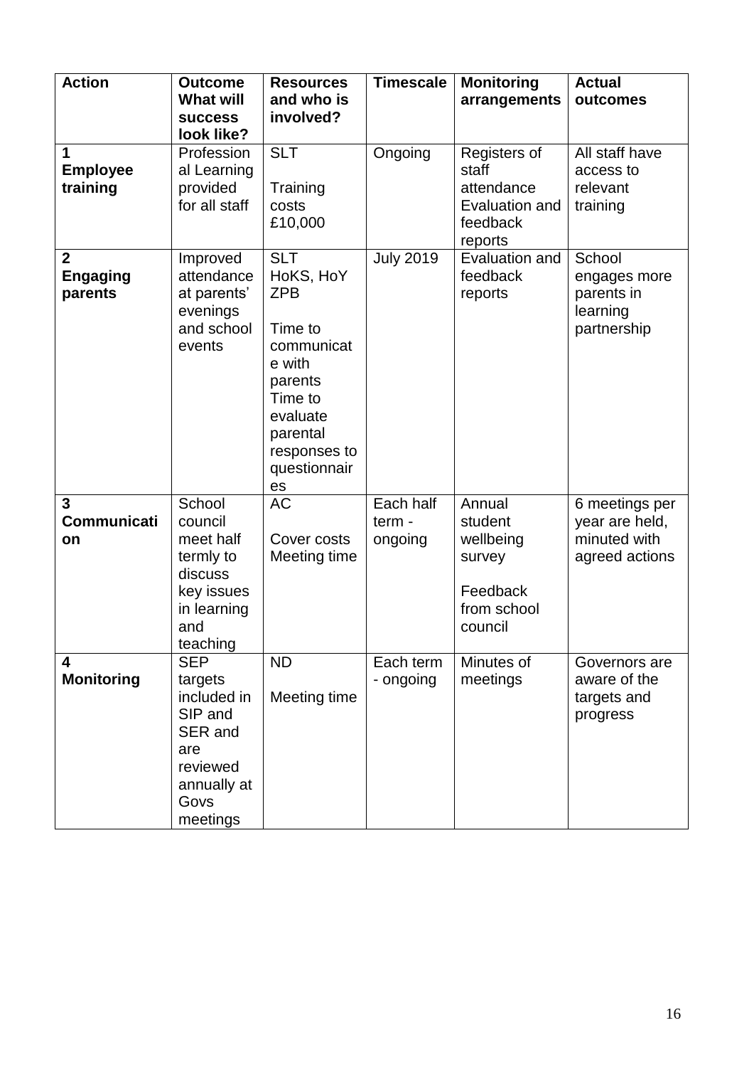| Action | Outcome What will success look like? | Resources and who is involved? | Timescale | Monitoring arrangements | Actual outcomes |
|---|---|---|---|---|---|
| **1 Employee training** | Professional Learning provided for all staff | SLT<br><br>Training costs £10,000 | Ongoing | Registers of staff attendance Evaluation and feedback reports | All staff have access to relevant training |
| **2 Engaging parents** | Improved attendance at parents' evenings and school events | SLT HoKS, HoY ZPB<br><br>Time to communicate with parents Time to evaluate parental responses to questionnaires | July 2019 | Evaluation and feedback reports | School engages more parents in learning partnership |
| **3 Communication** | School council meet half termly to discuss key issues in learning and teaching | AC<br><br>Cover costs Meeting time | Each half term - ongoing | Annual student wellbeing survey<br><br>Feedback from school council | 6 meetings per year are held, minuted with agreed actions |
| **4 Monitoring** | SEP targets included in SIP and SER and are reviewed annually at Govs meetings | ND<br><br>Meeting time | Each term - ongoing | Minutes of meetings | Governors are aware of the targets and progress |